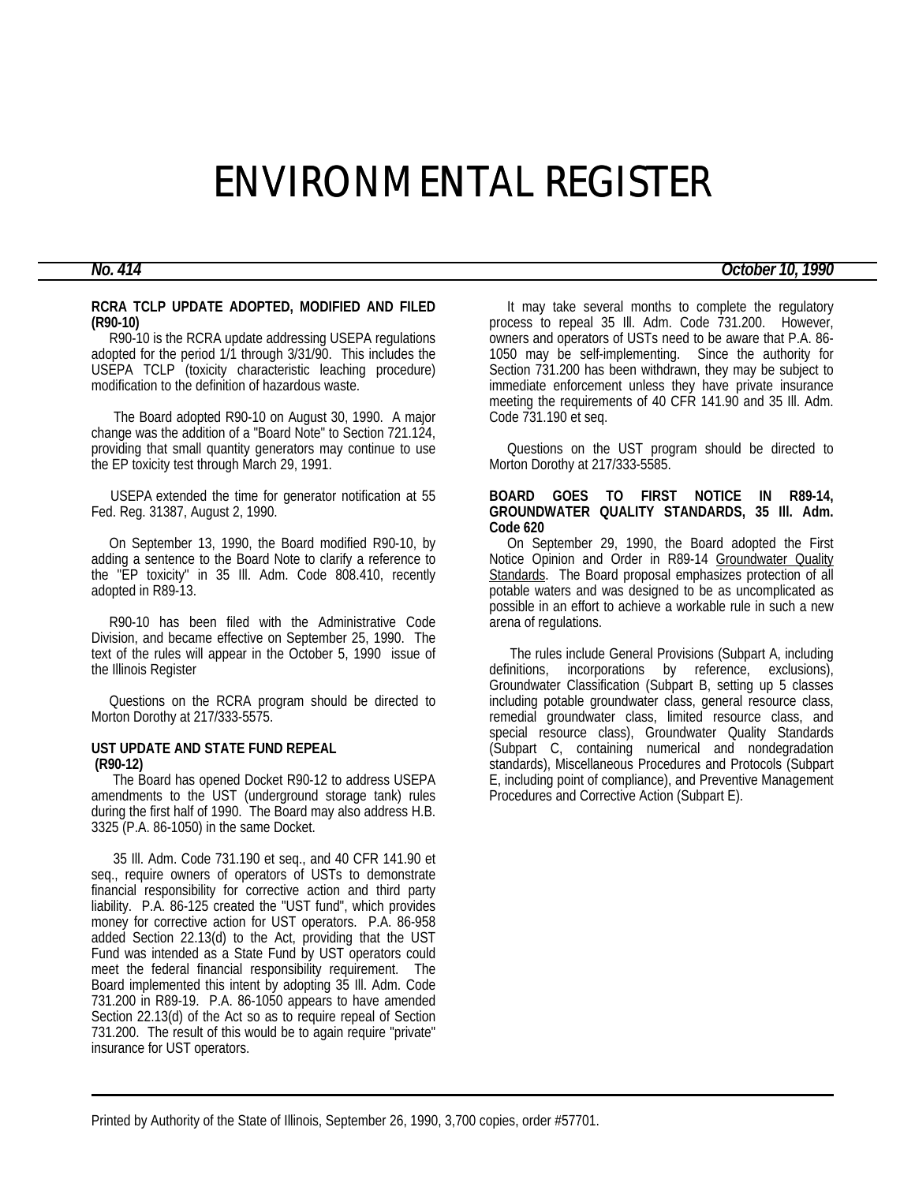# ENVIRONMENTAL REGISTER

***No. 414*** ***October 10, 1990***

**RCRA TCLP UPDATE ADOPTED, MODIFIED AND FILED (R90-10)**

R90-10 is the RCRA update addressing USEPA regulations adopted for the period 1/1 through 3/31/90. This includes the USEPA TCLP (toxicity characteristic leaching procedure) modification to the definition of hazardous waste.

The Board adopted R90-10 on August 30, 1990. A major change was the addition of a "Board Note" to Section 721.124, providing that small quantity generators may continue to use the EP toxicity test through March 29, 1991.

USEPA extended the time for generator notification at 55 Fed. Reg. 31387, August 2, 1990.

On September 13, 1990, the Board modified R90-10, by adding a sentence to the Board Note to clarify a reference to the "EP toxicity" in 35 Ill. Adm. Code 808.410, recently adopted in R89-13.

R90-10 has been filed with the Administrative Code Division, and became effective on September 25, 1990. The text of the rules will appear in the October 5, 1990 issue of the Illinois Register

Questions on the RCRA program should be directed to Morton Dorothy at 217/333-5575.

**UST UPDATE AND STATE FUND REPEAL (R90-12)**

The Board has opened Docket R90-12 to address USEPA amendments to the UST (underground storage tank) rules during the first half of 1990. The Board may also address H.B. 3325 (P.A. 86-1050) in the same Docket.

35 Ill. Adm. Code 731.190 et seq., and 40 CFR 141.90 et seq., require owners of operators of USTs to demonstrate financial responsibility for corrective action and third party liability. P.A. 86-125 created the "UST fund", which provides money for corrective action for UST operators. P.A. 86-958 added Section 22.13(d) to the Act, providing that the UST Fund was intended as a State Fund by UST operators could meet the federal financial responsibility requirement. The Board implemented this intent by adopting 35 Ill. Adm. Code 731.200 in R89-19. P.A. 86-1050 appears to have amended Section 22.13(d) of the Act so as to require repeal of Section 731.200. The result of this would be to again require "private" insurance for UST operators.

It may take several months to complete the regulatory process to repeal 35 Ill. Adm. Code 731.200. However, owners and operators of USTs need to be aware that P.A. 86-1050 may be self-implementing. Since the authority for Section 731.200 has been withdrawn, they may be subject to immediate enforcement unless they have private insurance meeting the requirements of 40 CFR 141.90 and 35 Ill. Adm. Code 731.190 et seq.

Questions on the UST program should be directed to Morton Dorothy at 217/333-5585.

**BOARD GOES TO FIRST NOTICE IN R89-14, GROUNDWATER QUALITY STANDARDS, 35 Ill. Adm. Code 620**

On September 29, 1990, the Board adopted the First Notice Opinion and Order in R89-14 Groundwater Quality Standards. The Board proposal emphasizes protection of all potable waters and was designed to be as uncomplicated as possible in an effort to achieve a workable rule in such a new arena of regulations.

The rules include General Provisions (Subpart A, including definitions, incorporations by reference, exclusions), Groundwater Classification (Subpart B, setting up 5 classes including potable groundwater class, general resource class, remedial groundwater class, limited resource class, and special resource class), Groundwater Quality Standards (Subpart C, containing numerical and nondegradation standards), Miscellaneous Procedures and Protocols (Subpart E, including point of compliance), and Preventive Management Procedures and Corrective Action (Subpart E).

Printed by Authority of the State of Illinois, September 26, 1990, 3,700 copies, order #57701.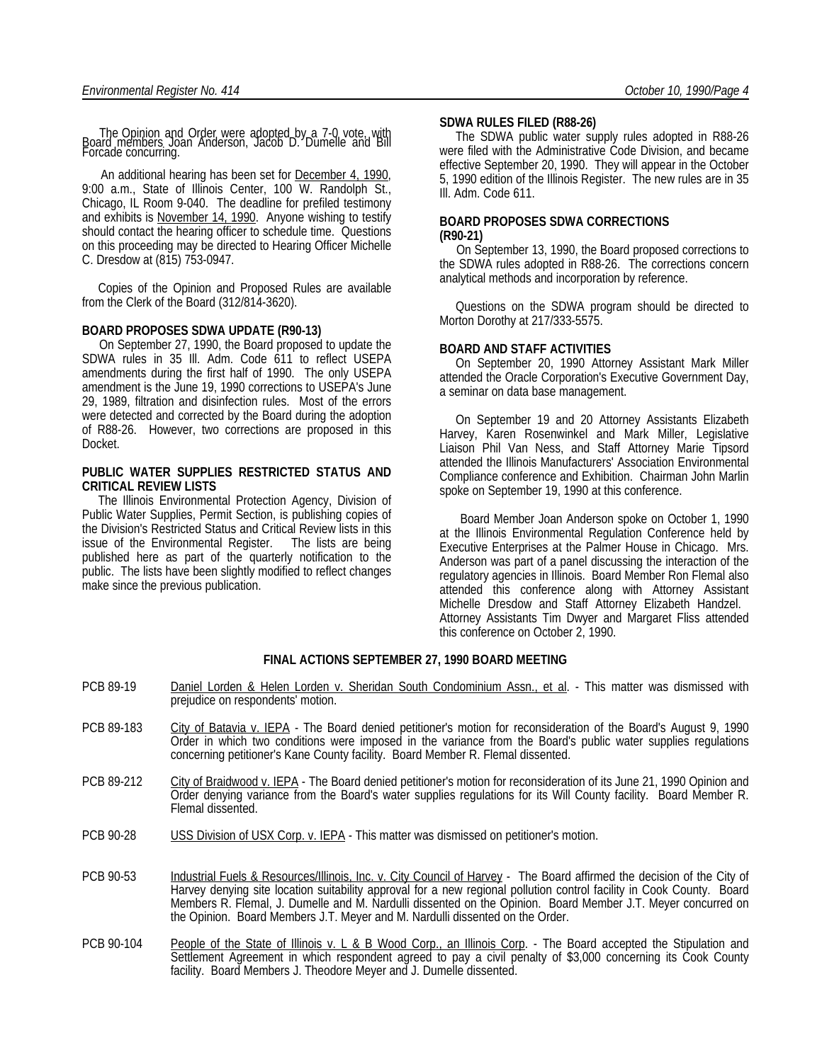The Opinion and Order were adopted by a 7-0 vote, with Board members Joan Anderson, Jacob D. Dumelle and Bill Forcade concurring.

An additional hearing has been set for December 4, 1990, 9:00 a.m., State of Illinois Center, 100 W. Randolph St., Chicago, IL Room 9-040. The deadline for prefiled testimony and exhibits is November 14, 1990. Anyone wishing to testify should contact the hearing officer to schedule time. Questions on this proceeding may be directed to Hearing Officer Michelle C. Dresdow at (815) 753-0947.

Copies of the Opinion and Proposed Rules are available from the Clerk of the Board (312/814-3620).

**BOARD PROPOSES SDWA UPDATE (R90-13)**

On September 27, 1990, the Board proposed to update the SDWA rules in 35 Ill. Adm. Code 611 to reflect USEPA amendments during the first half of 1990. The only USEPA amendment is the June 19, 1990 corrections to USEPA's June 29, 1989, filtration and disinfection rules. Most of the errors were detected and corrected by the Board during the adoption of R88-26. However, two corrections are proposed in this Docket.

**PUBLIC WATER SUPPLIES RESTRICTED STATUS AND CRITICAL REVIEW LISTS**

The Illinois Environmental Protection Agency, Division of Public Water Supplies, Permit Section, is publishing copies of the Division's Restricted Status and Critical Review lists in this issue of the Environmental Register. The lists are being published here as part of the quarterly notification to the public. The lists have been slightly modified to reflect changes make since the previous publication.

**SDWA RULES FILED (R88-26)**

The SDWA public water supply rules adopted in R88-26 were filed with the Administrative Code Division, and became effective September 20, 1990. They will appear in the October 5, 1990 edition of the Illinois Register. The new rules are in 35 Ill. Adm. Code 611.

**BOARD PROPOSES SDWA CORRECTIONS (R90-21)**

On September 13, 1990, the Board proposed corrections to the SDWA rules adopted in R88-26. The corrections concern analytical methods and incorporation by reference.

Questions on the SDWA program should be directed to Morton Dorothy at 217/333-5575.

**BOARD AND STAFF ACTIVITIES**

On September 20, 1990 Attorney Assistant Mark Miller attended the Oracle Corporation's Executive Government Day, a seminar on data base management.

On September 19 and 20 Attorney Assistants Elizabeth Harvey, Karen Rosenwinkel and Mark Miller, Legislative Liaison Phil Van Ness, and Staff Attorney Marie Tipsord attended the Illinois Manufacturers' Association Environmental Compliance conference and Exhibition. Chairman John Marlin spoke on September 19, 1990 at this conference.

Board Member Joan Anderson spoke on October 1, 1990 at the Illinois Environmental Regulation Conference held by Executive Enterprises at the Palmer House in Chicago. Mrs. Anderson was part of a panel discussing the interaction of the regulatory agencies in Illinois. Board Member Ron Flemal also attended this conference along with Attorney Assistant Michelle Dresdow and Staff Attorney Elizabeth Handzel. Attorney Assistants Tim Dwyer and Margaret Fliss attended this conference on October 2, 1990.

**FINAL ACTIONS SEPTEMBER 27, 1990 BOARD MEETING**

PCB 89-19 — Daniel Lorden & Helen Lorden v. Sheridan South Condominium Assn., et al. - This matter was dismissed with prejudice on respondents' motion.

PCB 89-183 — City of Batavia v. IEPA - The Board denied petitioner's motion for reconsideration of the Board's August 9, 1990 Order in which two conditions were imposed in the variance from the Board's public water supplies regulations concerning petitioner's Kane County facility. Board Member R. Flemal dissented.

PCB 89-212 — City of Braidwood v. IEPA - The Board denied petitioner's motion for reconsideration of its June 21, 1990 Opinion and Order denying variance from the Board's water supplies regulations for its Will County facility. Board Member R. Flemal dissented.

PCB 90-28 — USS Division of USX Corp. v. IEPA - This matter was dismissed on petitioner's motion.

PCB 90-53 — Industrial Fuels & Resources/Illinois, Inc. v. City Council of Harvey - The Board affirmed the decision of the City of Harvey denying site location suitability approval for a new regional pollution control facility in Cook County. Board Members R. Flemal, J. Dumelle and M. Nardulli dissented on the Opinion. Board Member J.T. Meyer concurred on the Opinion. Board Members J.T. Meyer and M. Nardulli dissented on the Order.

PCB 90-104 — People of the State of Illinois v. L & B Wood Corp., an Illinois Corp. - The Board accepted the Stipulation and Settlement Agreement in which respondent agreed to pay a civil penalty of $3,000 concerning its Cook County facility. Board Members J. Theodore Meyer and J. Dumelle dissented.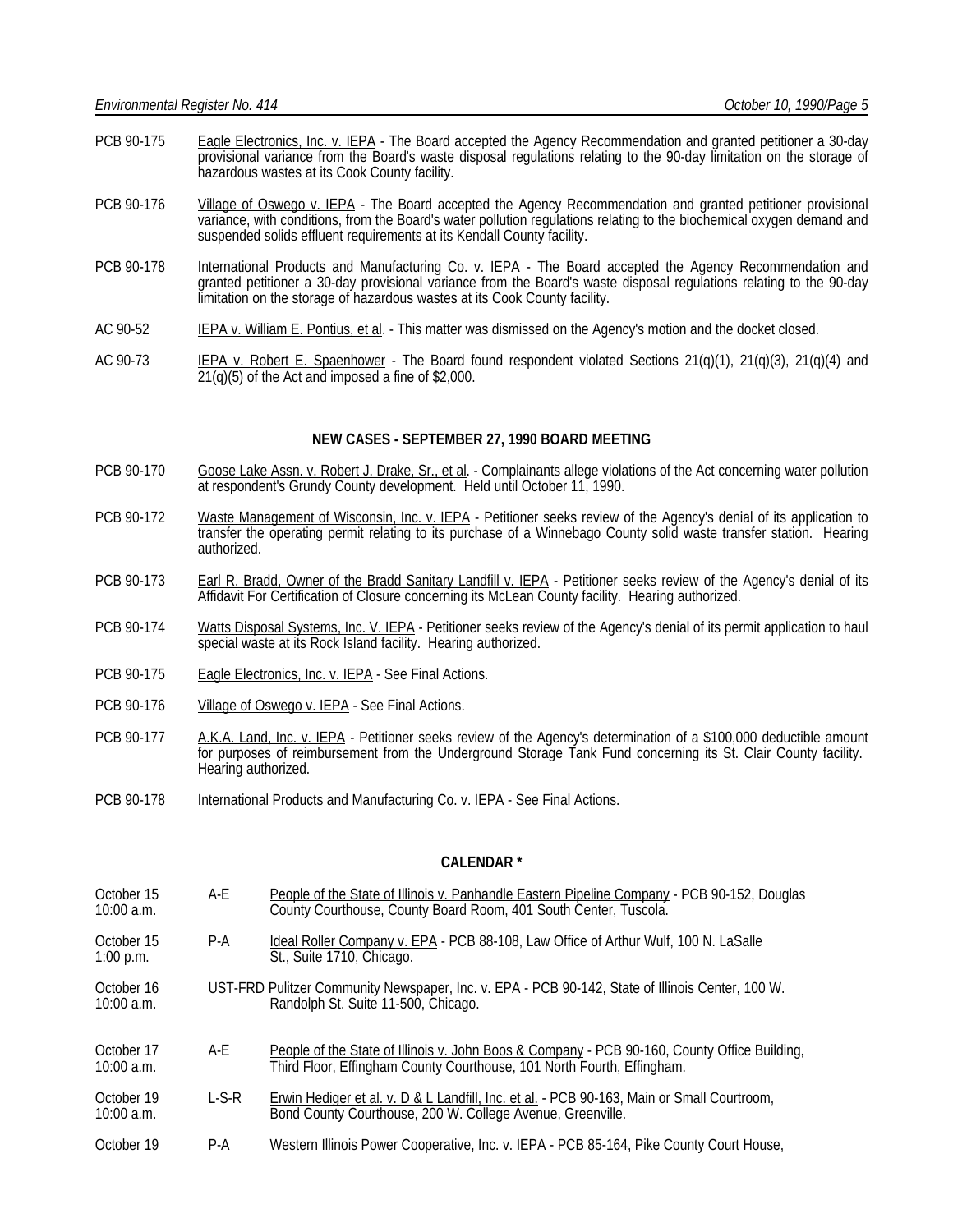PCB 90-175 Eagle Electronics, Inc. v. IEPA - The Board accepted the Agency Recommendation and granted petitioner a 30-day provisional variance from the Board's waste disposal regulations relating to the 90-day limitation on the storage of hazardous wastes at its Cook County facility.

PCB 90-176 Village of Oswego v. IEPA - The Board accepted the Agency Recommendation and granted petitioner provisional variance, with conditions, from the Board's water pollution regulations relating to the biochemical oxygen demand and suspended solids effluent requirements at its Kendall County facility.

PCB 90-178 International Products and Manufacturing Co. v. IEPA - The Board accepted the Agency Recommendation and granted petitioner a 30-day provisional variance from the Board's waste disposal regulations relating to the 90-day limitation on the storage of hazardous wastes at its Cook County facility.

AC 90-52 IEPA v. William E. Pontius, et al. - This matter was dismissed on the Agency's motion and the docket closed.

AC 90-73 IEPA v. Robert E. Spaenhower - The Board found respondent violated Sections 21(q)(1), 21(q)(3), 21(q)(4) and 21(q)(5) of the Act and imposed a fine of $2,000.

## NEW CASES - SEPTEMBER 27, 1990 BOARD MEETING

PCB 90-170 Goose Lake Assn. v. Robert J. Drake, Sr., et al. - Complainants allege violations of the Act concerning water pollution at respondent's Grundy County development. Held until October 11, 1990.

PCB 90-172 Waste Management of Wisconsin, Inc. v. IEPA - Petitioner seeks review of the Agency's denial of its application to transfer the operating permit relating to its purchase of a Winnebago County solid waste transfer station. Hearing authorized.

PCB 90-173 Earl R. Bradd, Owner of the Bradd Sanitary Landfill v. IEPA - Petitioner seeks review of the Agency's denial of its Affidavit For Certification of Closure concerning its McLean County facility. Hearing authorized.

PCB 90-174 Watts Disposal Systems, Inc. V. IEPA - Petitioner seeks review of the Agency's denial of its permit application to haul special waste at its Rock Island facility. Hearing authorized.

PCB 90-175 Eagle Electronics, Inc. v. IEPA - See Final Actions.

PCB 90-176 Village of Oswego v. IEPA - See Final Actions.

PCB 90-177 A.K.A. Land, Inc. v. IEPA - Petitioner seeks review of the Agency's determination of a $100,000 deductible amount for purposes of reimbursement from the Underground Storage Tank Fund concerning its St. Clair County facility. Hearing authorized.

PCB 90-178 International Products and Manufacturing Co. v. IEPA - See Final Actions.

## CALENDAR *

| | | |
|---|---|---|
| October 15<br>10:00 a.m. | A-E | People of the State of Illinois v. Panhandle Eastern Pipeline Company - PCB 90-152, Douglas County Courthouse, County Board Room, 401 South Center, Tuscola. |
| October 15<br>1:00 p.m. | P-A | Ideal Roller Company v. EPA - PCB 88-108, Law Office of Arthur Wulf, 100 N. LaSalle St., Suite 1710, Chicago. |
| October 16<br>10:00 a.m. | UST-FRD | Pulitzer Community Newspaper, Inc. v. EPA - PCB 90-142, State of Illinois Center, 100 W. Randolph St. Suite 11-500, Chicago. |
| October 17<br>10:00 a.m. | A-E | People of the State of Illinois v. John Boos & Company - PCB 90-160, County Office Building, Third Floor, Effingham County Courthouse, 101 North Fourth, Effingham. |
| October 19<br>10:00 a.m. | L-S-R | Erwin Hediger et al. v. D & L Landfill, Inc. et al. - PCB 90-163, Main or Small Courtroom, Bond County Courthouse, 200 W. College Avenue, Greenville. |
| October 19 | P-A | Western Illinois Power Cooperative, Inc. v. IEPA - PCB 85-164, Pike County Court House, |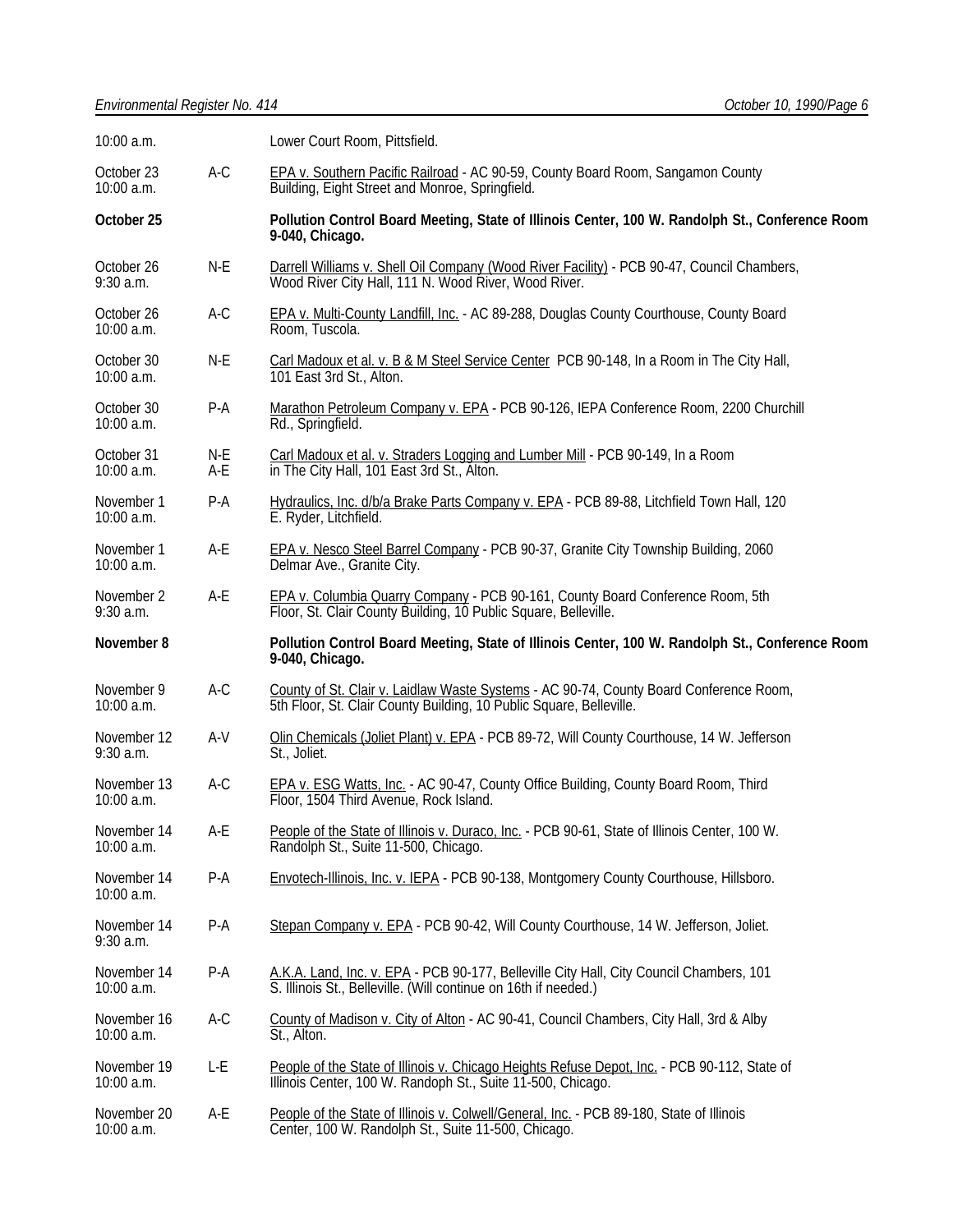| | | |
|---|---|---|
| 10:00 a.m. | | Lower Court Room, Pittsfield. |
| October 23<br>10:00 a.m. | A-C | EPA v. Southern Pacific Railroad - AC 90-59, County Board Room, Sangamon County Building, Eight Street and Monroe, Springfield. |
| **October 25** | | **Pollution Control Board Meeting, State of Illinois Center, 100 W. Randolph St., Conference Room 9-040, Chicago.** |
| October 26<br>9:30 a.m. | N-E | Darrell Williams v. Shell Oil Company (Wood River Facility) - PCB 90-47, Council Chambers, Wood River City Hall, 111 N. Wood River, Wood River. |
| October 26<br>10:00 a.m. | A-C | EPA v. Multi-County Landfill, Inc. - AC 89-288, Douglas County Courthouse, County Board Room, Tuscola. |
| October 30<br>10:00 a.m. | N-E | Carl Madoux et al. v. B & M Steel Service Center PCB 90-148, In a Room in The City Hall, 101 East 3rd St., Alton. |
| October 30<br>10:00 a.m. | P-A | Marathon Petroleum Company v. EPA - PCB 90-126, IEPA Conference Room, 2200 Churchill Rd., Springfield. |
| October 31<br>10:00 a.m. | N-E<br>A-E | Carl Madoux et al. v. Straders Logging and Lumber Mill - PCB 90-149, In a Room in The City Hall, 101 East 3rd St., Alton. |
| November 1<br>10:00 a.m. | P-A | Hydraulics, Inc. d/b/a Brake Parts Company v. EPA - PCB 89-88, Litchfield Town Hall, 120 E. Ryder, Litchfield. |
| November 1<br>10:00 a.m. | A-E | EPA v. Nesco Steel Barrel Company - PCB 90-37, Granite City Township Building, 2060 Delmar Ave., Granite City. |
| November 2<br>9:30 a.m. | A-E | EPA v. Columbia Quarry Company - PCB 90-161, County Board Conference Room, 5th Floor, St. Clair County Building, 10 Public Square, Belleville. |
| **November 8** | | **Pollution Control Board Meeting, State of Illinois Center, 100 W. Randolph St., Conference Room 9-040, Chicago.** |
| November 9<br>10:00 a.m. | A-C | County of St. Clair v. Laidlaw Waste Systems - AC 90-74, County Board Conference Room, 5th Floor, St. Clair County Building, 10 Public Square, Belleville. |
| November 12<br>9:30 a.m. | A-V | Olin Chemicals (Joliet Plant) v. EPA - PCB 89-72, Will County Courthouse, 14 W. Jefferson St., Joliet. |
| November 13<br>10:00 a.m. | A-C | EPA v. ESG Watts, Inc. - AC 90-47, County Office Building, County Board Room, Third Floor, 1504 Third Avenue, Rock Island. |
| November 14<br>10:00 a.m. | A-E | People of the State of Illinois v. Duraco, Inc. - PCB 90-61, State of Illinois Center, 100 W. Randolph St., Suite 11-500, Chicago. |
| November 14<br>10:00 a.m. | P-A | Envotech-Illinois, Inc. v. IEPA - PCB 90-138, Montgomery County Courthouse, Hillsboro. |
| November 14<br>9:30 a.m. | P-A | Stepan Company v. EPA - PCB 90-42, Will County Courthouse, 14 W. Jefferson, Joliet. |
| November 14<br>10:00 a.m. | P-A | A.K.A. Land, Inc. v. EPA - PCB 90-177, Belleville City Hall, City Council Chambers, 101 S. Illinois St., Belleville. (Will continue on 16th if needed.) |
| November 16<br>10:00 a.m. | A-C | County of Madison v. City of Alton - AC 90-41, Council Chambers, City Hall, 3rd & Alby St., Alton. |
| November 19<br>10:00 a.m. | L-E | People of the State of Illinois v. Chicago Heights Refuse Depot, Inc. - PCB 90-112, State of Illinois Center, 100 W. Randoph St., Suite 11-500, Chicago. |
| November 20<br>10:00 a.m. | A-E | People of the State of Illinois v. Colwell/General, Inc. - PCB 89-180, State of Illinois Center, 100 W. Randolph St., Suite 11-500, Chicago. |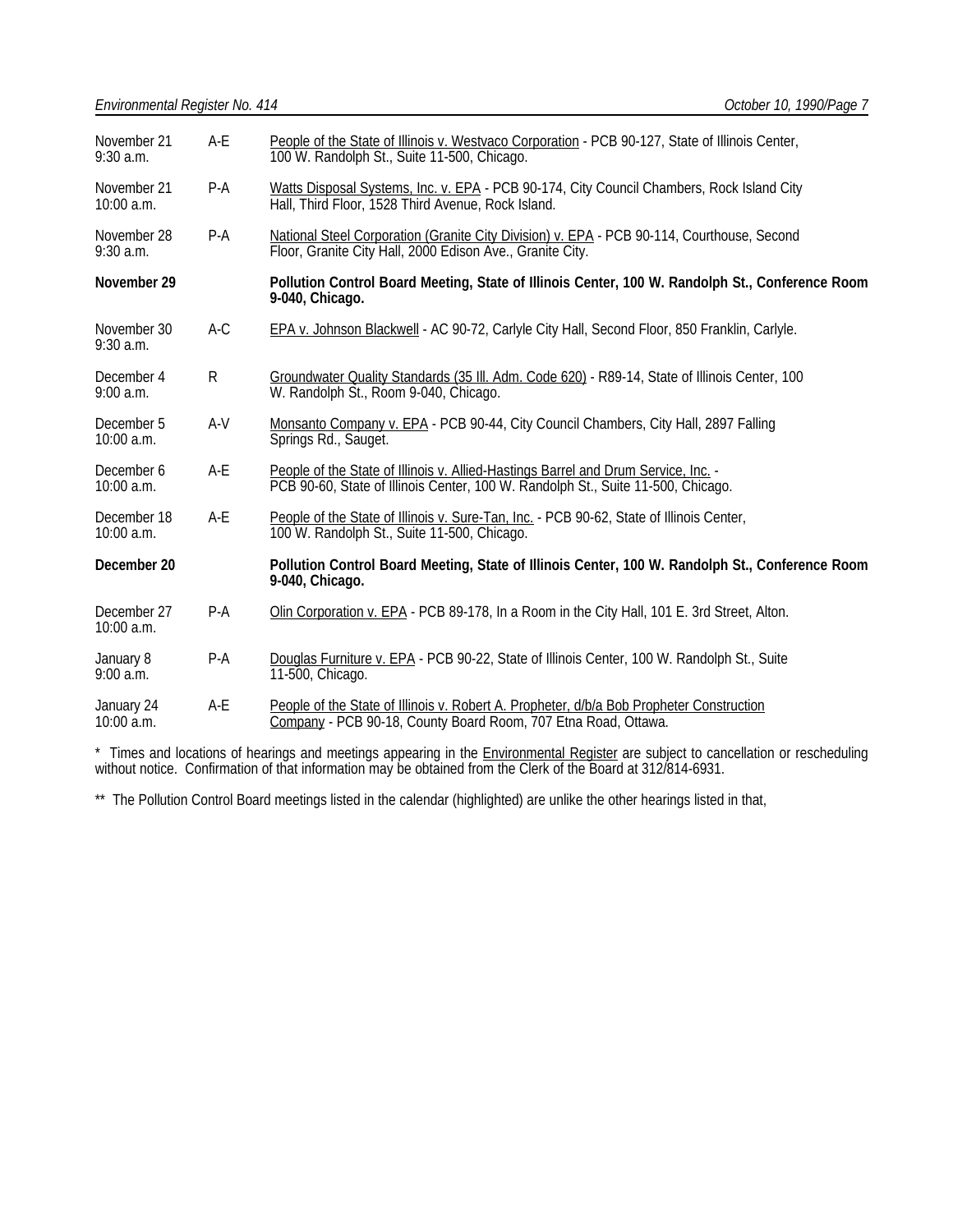| | | |
|---|---|---|
| November 21<br>9:30 a.m. | A-E | People of the State of Illinois v. Westvaco Corporation - PCB 90-127, State of Illinois Center, 100 W. Randolph St., Suite 11-500, Chicago. |
| November 21<br>10:00 a.m. | P-A | Watts Disposal Systems, Inc. v. EPA - PCB 90-174, City Council Chambers, Rock Island City Hall, Third Floor, 1528 Third Avenue, Rock Island. |
| November 28<br>9:30 a.m. | P-A | National Steel Corporation (Granite City Division) v. EPA - PCB 90-114, Courthouse, Second Floor, Granite City Hall, 2000 Edison Ave., Granite City. |
| **November 29** | | **Pollution Control Board Meeting, State of Illinois Center, 100 W. Randolph St., Conference Room 9-040, Chicago.** |
| November 30<br>9:30 a.m. | A-C | EPA v. Johnson Blackwell - AC 90-72, Carlyle City Hall, Second Floor, 850 Franklin, Carlyle. |
| December 4<br>9:00 a.m. | R | Groundwater Quality Standards (35 Ill. Adm. Code 620) - R89-14, State of Illinois Center, 100 W. Randolph St., Room 9-040, Chicago. |
| December 5<br>10:00 a.m. | A-V | Monsanto Company v. EPA - PCB 90-44, City Council Chambers, City Hall, 2897 Falling Springs Rd., Sauget. |
| December 6<br>10:00 a.m. | A-E | People of the State of Illinois v. Allied-Hastings Barrel and Drum Service, Inc. - PCB 90-60, State of Illinois Center, 100 W. Randolph St., Suite 11-500, Chicago. |
| December 18<br>10:00 a.m. | A-E | People of the State of Illinois v. Sure-Tan, Inc. - PCB 90-62, State of Illinois Center, 100 W. Randolph St., Suite 11-500, Chicago. |
| **December 20** | | **Pollution Control Board Meeting, State of Illinois Center, 100 W. Randolph St., Conference Room 9-040, Chicago.** |
| December 27<br>10:00 a.m. | P-A | Olin Corporation v. EPA - PCB 89-178, In a Room in the City Hall, 101 E. 3rd Street, Alton. |
| January 8<br>9:00 a.m. | P-A | Douglas Furniture v. EPA - PCB 90-22, State of Illinois Center, 100 W. Randolph St., Suite 11-500, Chicago. |
| January 24<br>10:00 a.m. | A-E | People of the State of Illinois v. Robert A. Propheter, d/b/a Bob Propheter Construction Company - PCB 90-18, County Board Room, 707 Etna Road, Ottawa. |

* Times and locations of hearings and meetings appearing in the Environmental Register are subject to cancellation or rescheduling without notice. Confirmation of that information may be obtained from the Clerk of the Board at 312/814-6931.

** The Pollution Control Board meetings listed in the calendar (highlighted) are unlike the other hearings listed in that,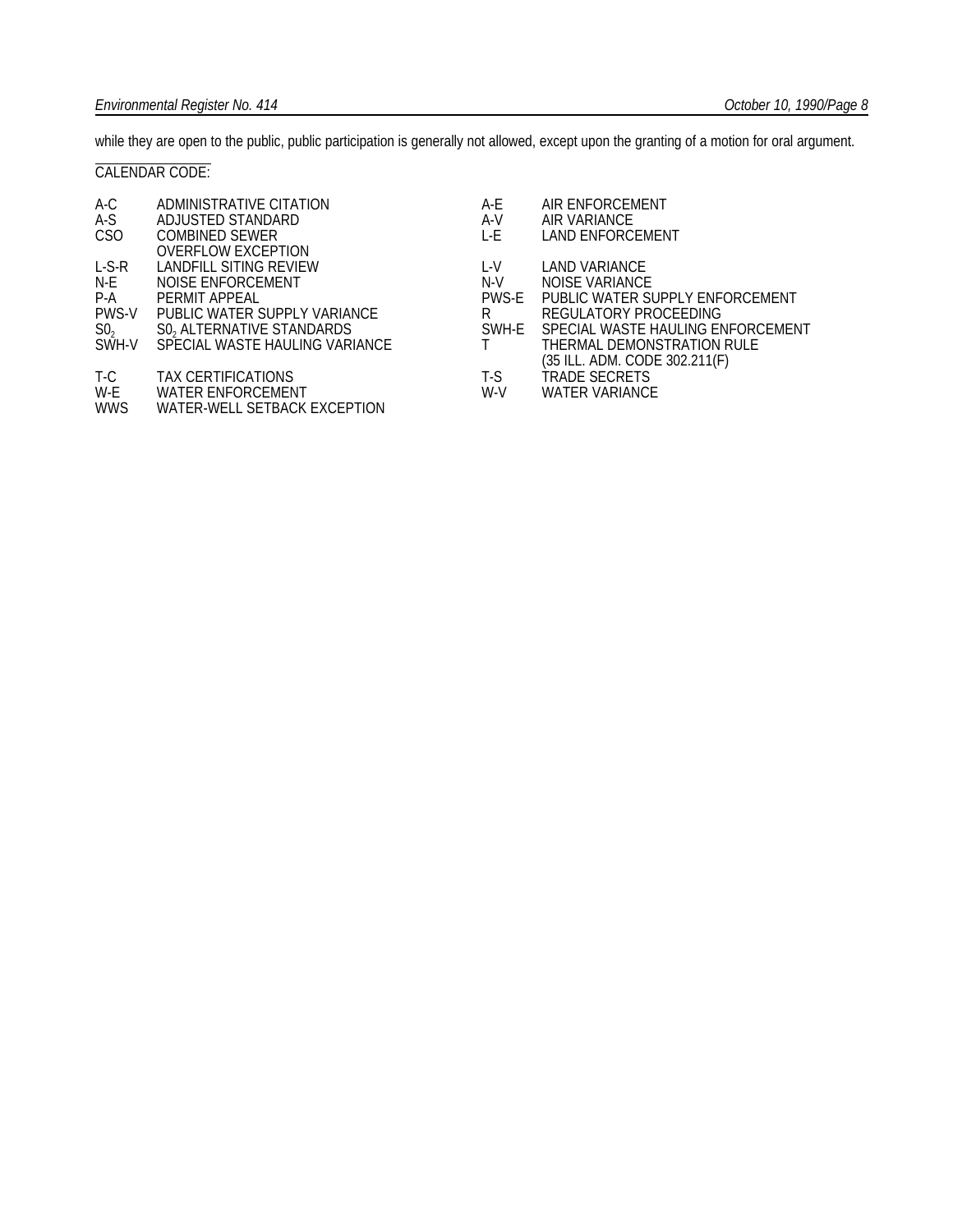while they are open to the public, public participation is generally not allowed, except upon the granting of a motion for oral argument.

CALENDAR CODE:

| | | | |
|---|---|---|---|
| A-C | ADMINISTRATIVE CITATION | A-E | AIR ENFORCEMENT |
| A-S | ADJUSTED STANDARD | A-V | AIR VARIANCE |
| CSO | COMBINED SEWER OVERFLOW EXCEPTION | L-E | LAND ENFORCEMENT |
| L-S-R | LANDFILL SITING REVIEW | L-V | LAND VARIANCE |
| N-E | NOISE ENFORCEMENT | N-V | NOISE VARIANCE |
| P-A | PERMIT APPEAL | PWS-E | PUBLIC WATER SUPPLY ENFORCEMENT |
| PWS-V | PUBLIC WATER SUPPLY VARIANCE | R | REGULATORY PROCEEDING |
| $S0_2$ | $S0_2$ ALTERNATIVE STANDARDS | SWH-E | SPECIAL WASTE HAULING ENFORCEMENT |
| SWH-V | SPECIAL WASTE HAULING VARIANCE | T | THERMAL DEMONSTRATION RULE (35 ILL. ADM. CODE 302.211(F) |
| T-C | TAX CERTIFICATIONS | T-S | TRADE SECRETS |
| W-E | WATER ENFORCEMENT | W-V | WATER VARIANCE |
| WWS | WATER-WELL SETBACK EXCEPTION | | |